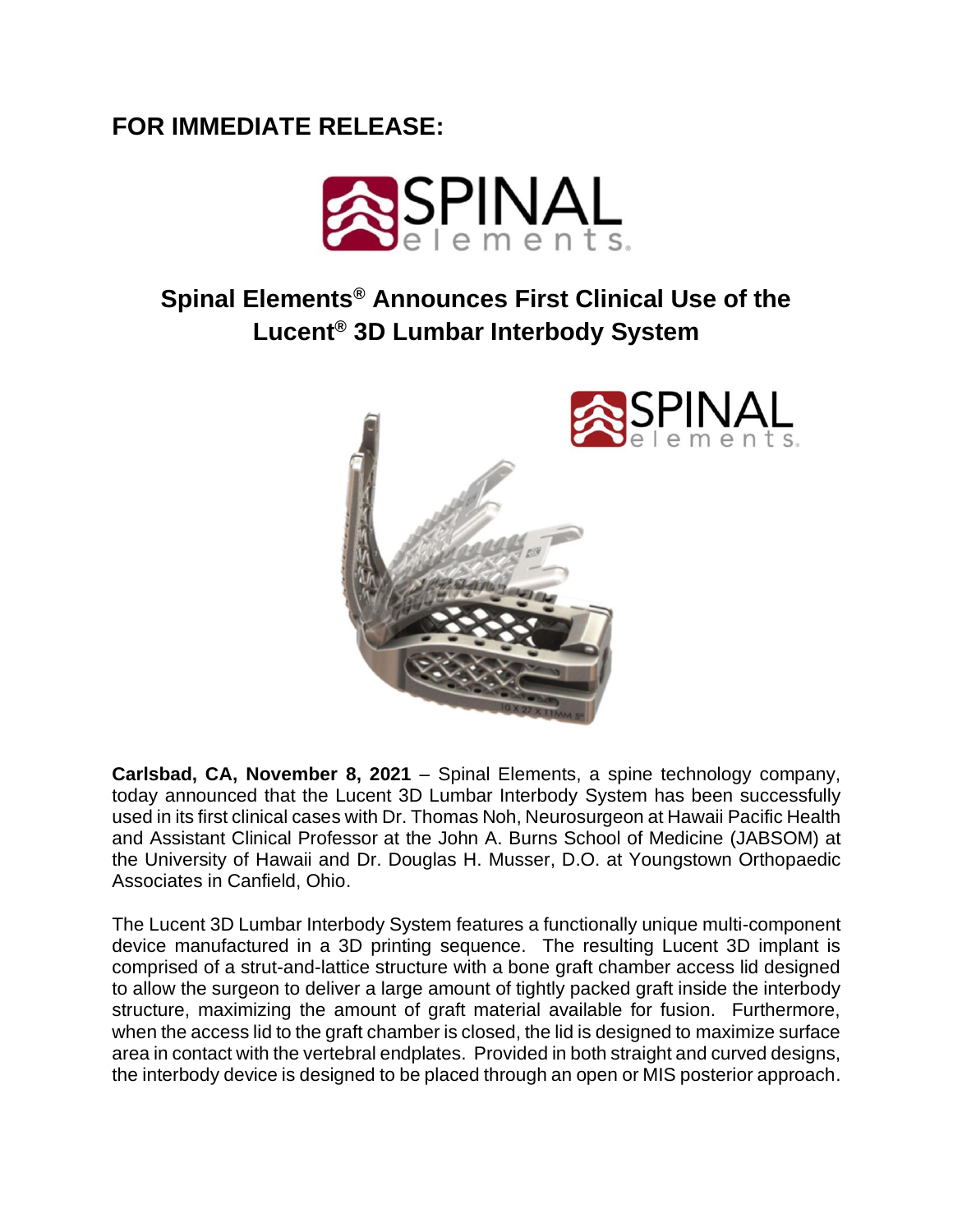**FOR IMMEDIATE RELEASE:**

## Spinal Elements® Announces First Clinical Use of the Lucent® 3D Lumbar Interbody System

**Carlsbad, CA, November 8, 2021** – Spinal Elements, a spine technology company, today announced that the Lucent 3D Lumbar Interbody System has been successfully used in its first clinical cases with Dr. Thomas Noh, Neurosurgeon at Hawaii Pacific Health and Assistant Clinical Professor at the John A. Burns School of Medicine (JABSOM) at the University of Hawaii and Dr. Douglas H. Musser, D.O. at Youngstown Orthopaedic Associates in Canfield, Ohio.

The Lucent 3D Lumbar Interbody System features a functionally unique multi-component device manufactured in a 3D printing sequence. The resulting Lucent 3D implant is comprised of a strut-and-lattice structure with a bone graft chamber access lid designed to allow the surgeon to deliver a large amount of tightly packed graft inside the interbody structure, maximizing the amount of graft material available for fusion. Furthermore, when the access lid to the graft chamber is closed, the lid is designed to maximize surface area in contact with the vertebral endplates. Provided in both straight and curved designs, the interbody device is designed to be placed through an open or MIS posterior approach.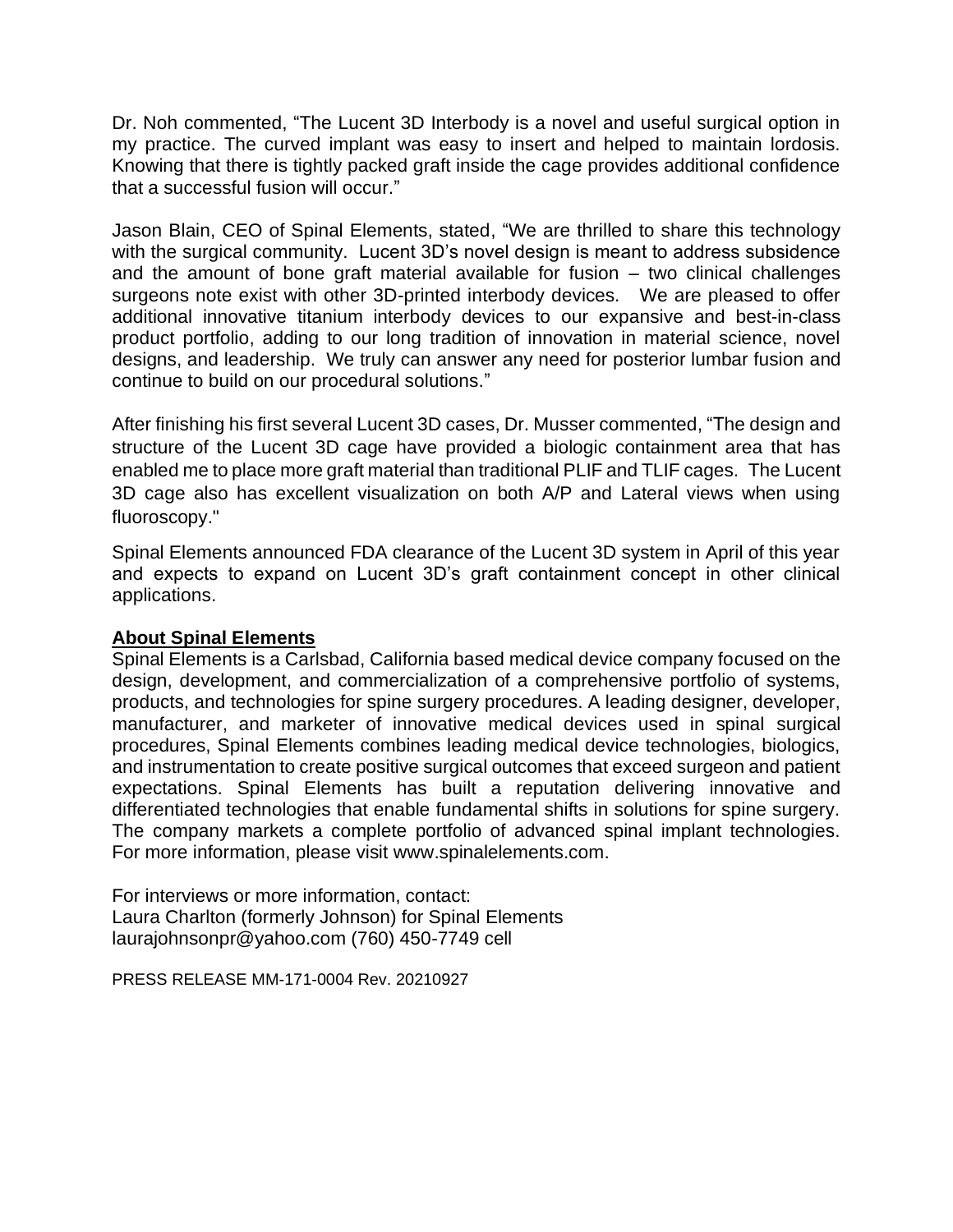Dr. Noh commented, "The Lucent 3D Interbody is a novel and useful surgical option in my practice. The curved implant was easy to insert and helped to maintain lordosis. Knowing that there is tightly packed graft inside the cage provides additional confidence that a successful fusion will occur."

Jason Blain, CEO of Spinal Elements, stated, "We are thrilled to share this technology with the surgical community. Lucent 3D's novel design is meant to address subsidence and the amount of bone graft material available for fusion – two clinical challenges surgeons note exist with other 3D-printed interbody devices. We are pleased to offer additional innovative titanium interbody devices to our expansive and best-in-class product portfolio, adding to our long tradition of innovation in material science, novel designs, and leadership. We truly can answer any need for posterior lumbar fusion and continue to build on our procedural solutions."

After finishing his first several Lucent 3D cases, Dr. Musser commented, "The design and structure of the Lucent 3D cage have provided a biologic containment area that has enabled me to place more graft material than traditional PLIF and TLIF cages. The Lucent 3D cage also has excellent visualization on both A/P and Lateral views when using fluoroscopy."

Spinal Elements announced FDA clearance of the Lucent 3D system in April of this year and expects to expand on Lucent 3D's graft containment concept in other clinical applications.

**About Spinal Elements**

Spinal Elements is a Carlsbad, California based medical device company focused on the design, development, and commercialization of a comprehensive portfolio of systems, products, and technologies for spine surgery procedures. A leading designer, developer, manufacturer, and marketer of innovative medical devices used in spinal surgical procedures, Spinal Elements combines leading medical device technologies, biologics, and instrumentation to create positive surgical outcomes that exceed surgeon and patient expectations. Spinal Elements has built a reputation delivering innovative and differentiated technologies that enable fundamental shifts in solutions for spine surgery. The company markets a complete portfolio of advanced spinal implant technologies. For more information, please visit www.spinalelements.com.

For interviews or more information, contact:
Laura Charlton (formerly Johnson) for Spinal Elements
laurajohnsonpr@yahoo.com (760) 450-7749 cell

PRESS RELEASE MM-171-0004 Rev. 20210927